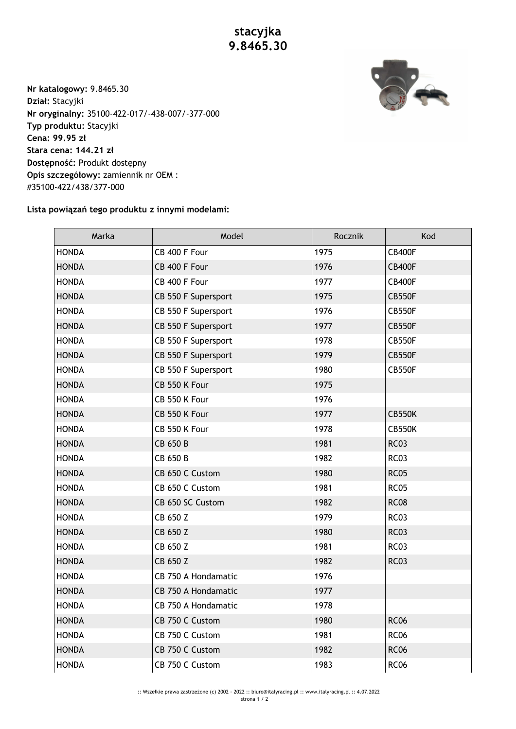# stacyjka
# 9.8465.30

**Nr katalogowy:** 9.8465.30
**Dział:** Stacyjki
**Nr oryginalny:** 35100-422-017/-438-007/-377-000
**Typ produktu:** Stacyjki
**Cena: 99.95 zł**
**Stara cena: 144.21 zł**
**Dostępność:** Produkt dostępny
**Opis szczegółowy:** zamiennik nr OEM :
#35100-422/438/377-000

**Lista powiązań tego produktu z innymi modelami:**

| Marka | Model | Rocznik | Kod |
|---|---|---|---|
| HONDA | CB 400 F Four | 1975 | CB400F |
| HONDA | CB 400 F Four | 1976 | CB400F |
| HONDA | CB 400 F Four | 1977 | CB400F |
| HONDA | CB 550 F Supersport | 1975 | CB550F |
| HONDA | CB 550 F Supersport | 1976 | CB550F |
| HONDA | CB 550 F Supersport | 1977 | CB550F |
| HONDA | CB 550 F Supersport | 1978 | CB550F |
| HONDA | CB 550 F Supersport | 1979 | CB550F |
| HONDA | CB 550 F Supersport | 1980 | CB550F |
| HONDA | CB 550 K Four | 1975 | |
| HONDA | CB 550 K Four | 1976 | |
| HONDA | CB 550 K Four | 1977 | CB550K |
| HONDA | CB 550 K Four | 1978 | CB550K |
| HONDA | CB 650 B | 1981 | RC03 |
| HONDA | CB 650 B | 1982 | RC03 |
| HONDA | CB 650 C Custom | 1980 | RC05 |
| HONDA | CB 650 C Custom | 1981 | RC05 |
| HONDA | CB 650 SC Custom | 1982 | RC08 |
| HONDA | CB 650 Z | 1979 | RC03 |
| HONDA | CB 650 Z | 1980 | RC03 |
| HONDA | CB 650 Z | 1981 | RC03 |
| HONDA | CB 650 Z | 1982 | RC03 |
| HONDA | CB 750 A Hondamatic | 1976 | |
| HONDA | CB 750 A Hondamatic | 1977 | |
| HONDA | CB 750 A Hondamatic | 1978 | |
| HONDA | CB 750 C Custom | 1980 | RC06 |
| HONDA | CB 750 C Custom | 1981 | RC06 |
| HONDA | CB 750 C Custom | 1982 | RC06 |
| HONDA | CB 750 C Custom | 1983 | RC06 |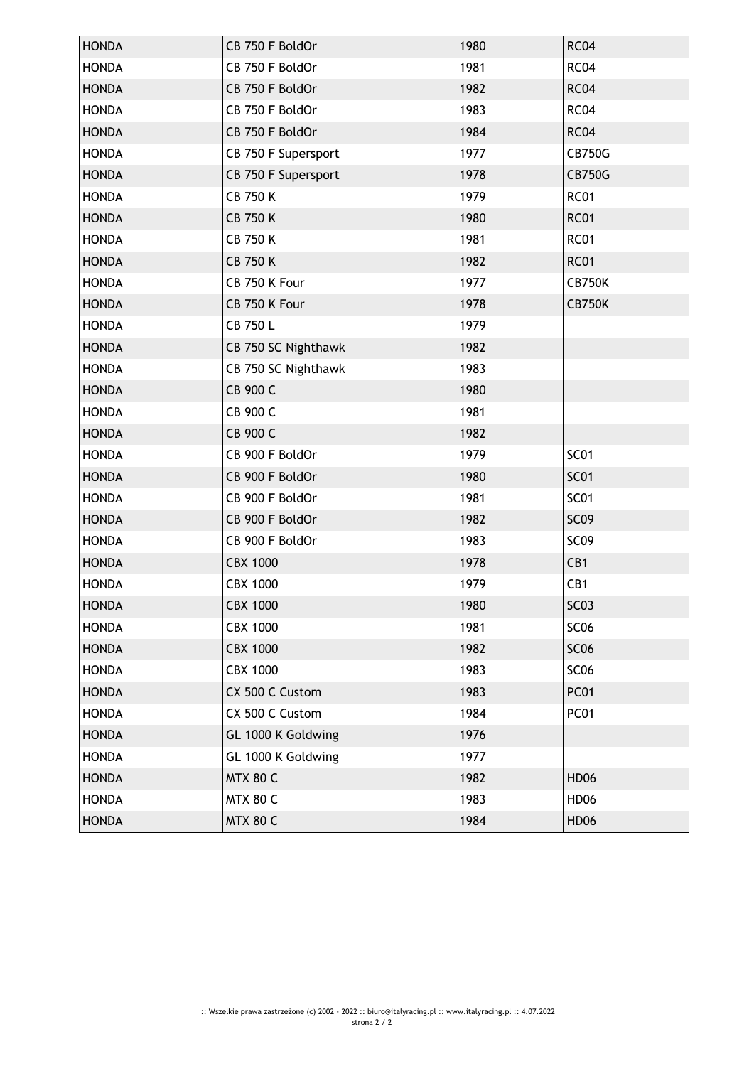| | | | |
|---|---|---|---|
| HONDA | CB 750 F BoldOr | 1980 | RC04 |
| HONDA | CB 750 F BoldOr | 1981 | RC04 |
| HONDA | CB 750 F BoldOr | 1982 | RC04 |
| HONDA | CB 750 F BoldOr | 1983 | RC04 |
| HONDA | CB 750 F BoldOr | 1984 | RC04 |
| HONDA | CB 750 F Supersport | 1977 | CB750G |
| HONDA | CB 750 F Supersport | 1978 | CB750G |
| HONDA | CB 750 K | 1979 | RC01 |
| HONDA | CB 750 K | 1980 | RC01 |
| HONDA | CB 750 K | 1981 | RC01 |
| HONDA | CB 750 K | 1982 | RC01 |
| HONDA | CB 750 K Four | 1977 | CB750K |
| HONDA | CB 750 K Four | 1978 | CB750K |
| HONDA | CB 750 L | 1979 | |
| HONDA | CB 750 SC Nighthawk | 1982 | |
| HONDA | CB 750 SC Nighthawk | 1983 | |
| HONDA | CB 900 C | 1980 | |
| HONDA | CB 900 C | 1981 | |
| HONDA | CB 900 C | 1982 | |
| HONDA | CB 900 F BoldOr | 1979 | SC01 |
| HONDA | CB 900 F BoldOr | 1980 | SC01 |
| HONDA | CB 900 F BoldOr | 1981 | SC01 |
| HONDA | CB 900 F BoldOr | 1982 | SC09 |
| HONDA | CB 900 F BoldOr | 1983 | SC09 |
| HONDA | CBX 1000 | 1978 | CB1 |
| HONDA | CBX 1000 | 1979 | CB1 |
| HONDA | CBX 1000 | 1980 | SC03 |
| HONDA | CBX 1000 | 1981 | SC06 |
| HONDA | CBX 1000 | 1982 | SC06 |
| HONDA | CBX 1000 | 1983 | SC06 |
| HONDA | CX 500 C Custom | 1983 | PC01 |
| HONDA | CX 500 C Custom | 1984 | PC01 |
| HONDA | GL 1000 K Goldwing | 1976 | |
| HONDA | GL 1000 K Goldwing | 1977 | |
| HONDA | MTX 80 C | 1982 | HD06 |
| HONDA | MTX 80 C | 1983 | HD06 |
| HONDA | MTX 80 C | 1984 | HD06 |

:: Wszelkie prawa zastrzeżone (c) 2002 - 2022 :: biuro@italyracing.pl :: www.italyracing.pl :: 4.07.2022